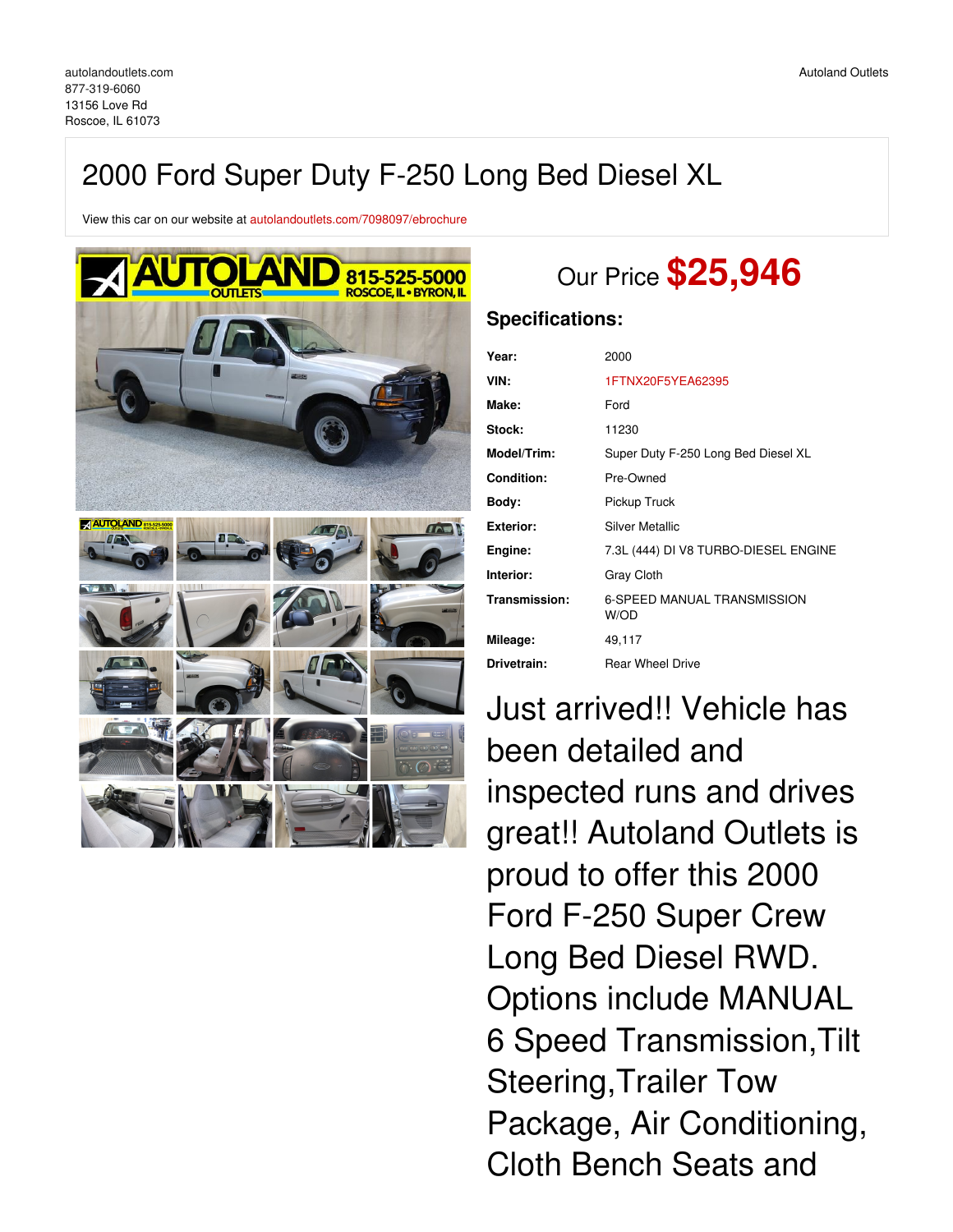autolandoutlets.com
877-319-6060
13156 Love Rd
Roscoe, IL 61073

Autoland Outlets

# 2000 Ford Super Duty F-250 Long Bed Diesel XL

View this car on our website at autolandoutlets.com/7098097/ebrochure

Our Price **$25,946**

## Specifications:

| | |
|---|---|
| **Year:** | 2000 |
| **VIN:** | 1FTNX20F5YEA62395 |
| **Make:** | Ford |
| **Stock:** | 11230 |
| **Model/Trim:** | Super Duty F-250 Long Bed Diesel XL |
| **Condition:** | Pre-Owned |
| **Body:** | Pickup Truck |
| **Exterior:** | Silver Metallic |
| **Engine:** | 7.3L (444) DI V8 TURBO-DIESEL ENGINE |
| **Interior:** | Gray Cloth |
| **Transmission:** | 6-SPEED MANUAL TRANSMISSION W/OD |
| **Mileage:** | 49,117 |
| **Drivetrain:** | Rear Wheel Drive |

Just arrived!! Vehicle has been detailed and inspected runs and drives great!! Autoland Outlets is proud to offer this 2000 Ford F-250 Super Crew Long Bed Diesel RWD. Options include MANUAL 6 Speed Transmission,Tilt Steering,Trailer Tow Package, Air Conditioning, Cloth Bench Seats and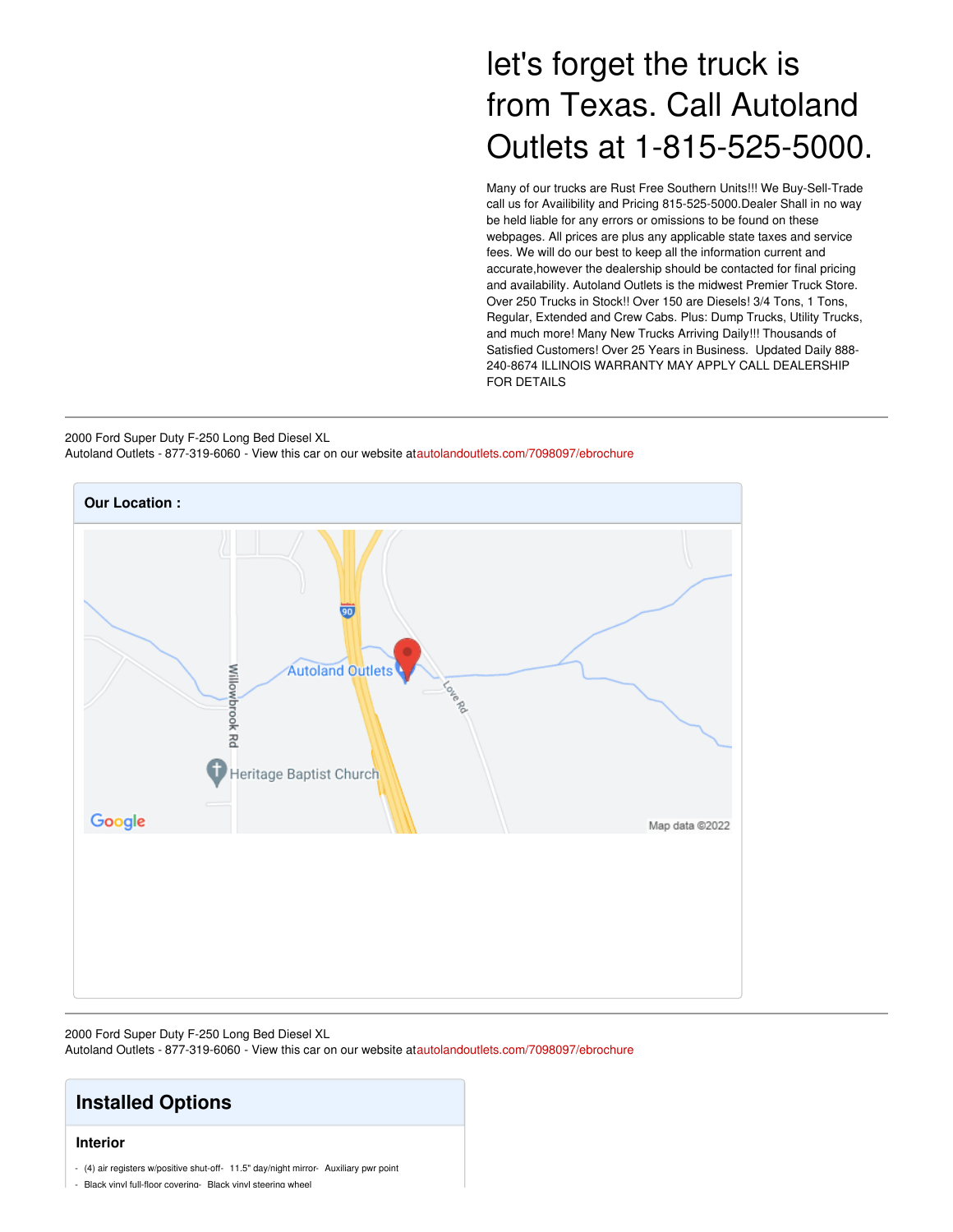# let's forget the truck is from Texas. Call Autoland Outlets at 1-815-525-5000.

Many of our trucks are Rust Free Southern Units!!! We Buy-Sell-Trade call us for Availibility and Pricing 815-525-5000.Dealer Shall in no way be held liable for any errors or omissions to be found on these webpages. All prices are plus any applicable state taxes and service fees. We will do our best to keep all the information current and accurate,however the dealership should be contacted for final pricing and availability. Autoland Outlets is the midwest Premier Truck Store. Over 250 Trucks in Stock!! Over 150 are Diesels! 3/4 Tons, 1 Tons, Regular, Extended and Crew Cabs. Plus: Dump Trucks, Utility Trucks, and much more! Many New Trucks Arriving Daily!!! Thousands of Satisfied Customers! Over 25 Years in Business. Updated Daily 888-240-8674 ILLINOIS WARRANTY MAY APPLY CALL DEALERSHIP FOR DETAILS

---

2000 Ford Super Duty F-250 Long Bed Diesel XL
Autoland Outlets - 877-319-6060 - View this car on our website at autolandoutlets.com/7098097/ebrochure

## Our Location :

Willowbrook Rd
Autoland Outlets
Love Rd
Heritage Baptist Church
Google
Map data ©2022

---

2000 Ford Super Duty F-250 Long Bed Diesel XL
Autoland Outlets - 877-319-6060 - View this car on our website at autolandoutlets.com/7098097/ebrochure

## Installed Options

### Interior

- (4) air registers w/positive shut-off- 11.5" day/night mirror- Auxiliary pwr point
- Black vinyl full-floor covering- Black vinyl steering wheel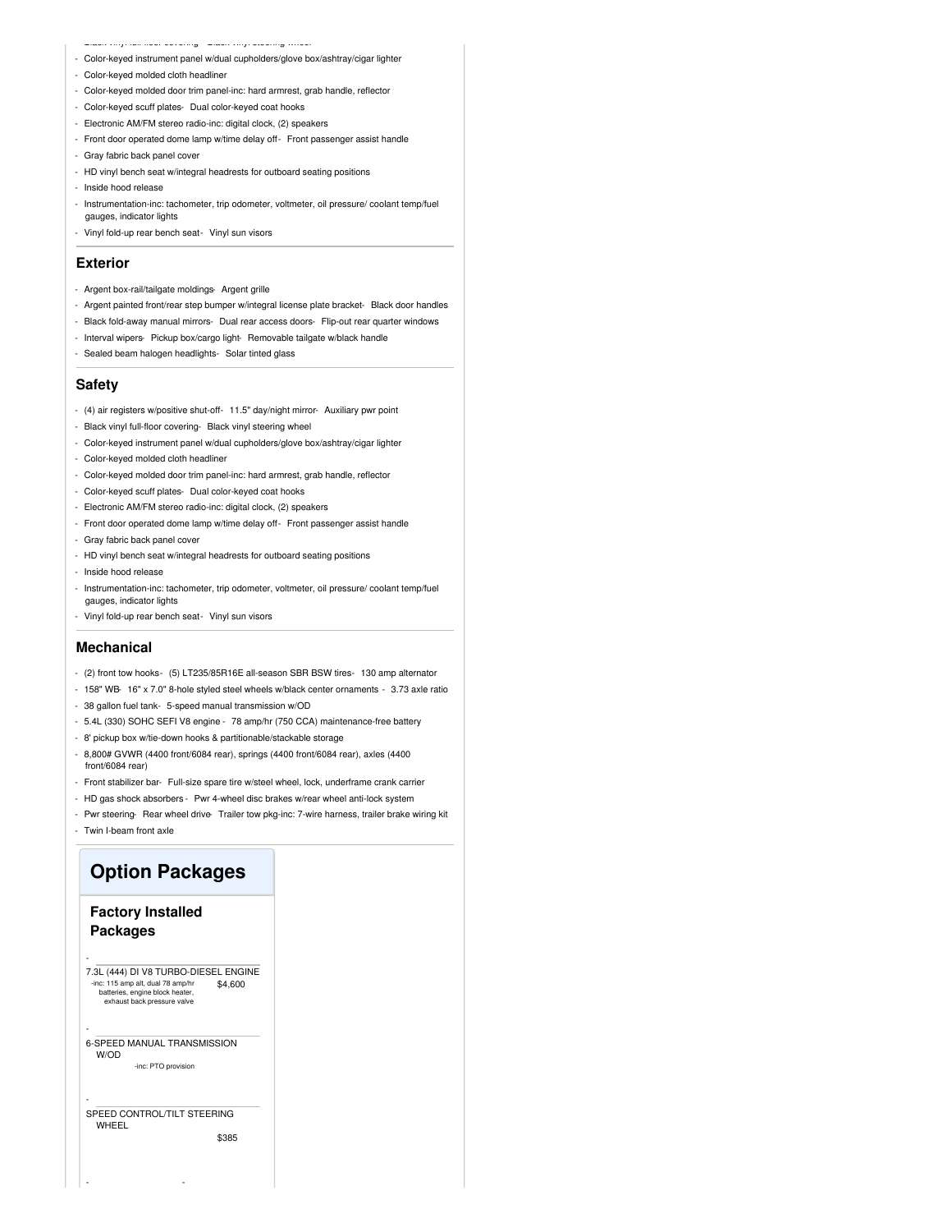- Black vinyl full-floor covering - Black vinyl steering wheel
- Color-keyed instrument panel w/dual cupholders/glove box/ashtray/cigar lighter
- Color-keyed molded cloth headliner
- Color-keyed molded door trim panel-inc: hard armrest, grab handle, reflector
- Color-keyed scuff plates- Dual color-keyed coat hooks
- Electronic AM/FM stereo radio-inc: digital clock, (2) speakers
- Front door operated dome lamp w/time delay off- Front passenger assist handle
- Gray fabric back panel cover
- HD vinyl bench seat w/integral headrests for outboard seating positions
- Inside hood release
- Instrumentation-inc: tachometer, trip odometer, voltmeter, oil pressure/ coolant temp/fuel gauges, indicator lights
- Vinyl fold-up rear bench seat- Vinyl sun visors

## Exterior

- Argent box-rail/tailgate moldings- Argent grille
- Argent painted front/rear step bumper w/integral license plate bracket- Black door handles
- Black fold-away manual mirrors- Dual rear access doors- Flip-out rear quarter windows
- Interval wipers- Pickup box/cargo light- Removable tailgate w/black handle
- Sealed beam halogen headlights- Solar tinted glass

## Safety

- (4) air registers w/positive shut-off- 11.5" day/night mirror- Auxiliary pwr point
- Black vinyl full-floor covering- Black vinyl steering wheel
- Color-keyed instrument panel w/dual cupholders/glove box/ashtray/cigar lighter
- Color-keyed molded cloth headliner
- Color-keyed molded door trim panel-inc: hard armrest, grab handle, reflector
- Color-keyed scuff plates- Dual color-keyed coat hooks
- Electronic AM/FM stereo radio-inc: digital clock, (2) speakers
- Front door operated dome lamp w/time delay off- Front passenger assist handle
- Gray fabric back panel cover
- HD vinyl bench seat w/integral headrests for outboard seating positions
- Inside hood release
- Instrumentation-inc: tachometer, trip odometer, voltmeter, oil pressure/ coolant temp/fuel gauges, indicator lights
- Vinyl fold-up rear bench seat- Vinyl sun visors

## Mechanical

- (2) front tow hooks- (5) LT235/85R16E all-season SBR BSW tires- 130 amp alternator
- 158" WB- 16" x 7.0" 8-hole styled steel wheels w/black center ornaments - 3.73 axle ratio
- 38 gallon fuel tank- 5-speed manual transmission w/OD
- 5.4L (330) SOHC SEFI V8 engine - 78 amp/hr (750 CCA) maintenance-free battery
- 8' pickup box w/tie-down hooks & partitionable/stackable storage
- 8,800# GVWR (4400 front/6084 rear), springs (4400 front/6084 rear), axles (4400 front/6084 rear)
- Front stabilizer bar- Full-size spare tire w/steel wheel, lock, underframe crank carrier
- HD gas shock absorbers - Pwr 4-wheel disc brakes w/rear wheel anti-lock system
- Pwr steering- Rear wheel drive- Trailer tow pkg-inc: 7-wire harness, trailer brake wiring kit
- Twin I-beam front axle

# Option Packages

## Factory Installed Packages

-

7.3L (444) DI V8 TURBO-DIESEL ENGINE
-inc: 115 amp alt, dual 78 amp/hr batteries, engine block heater, exhaust back pressure valve — $4,600

-

6-SPEED MANUAL TRANSMISSION W/OD
-inc: PTO provision

-

SPEED CONTROL/TILT STEERING WHEEL — $385

- -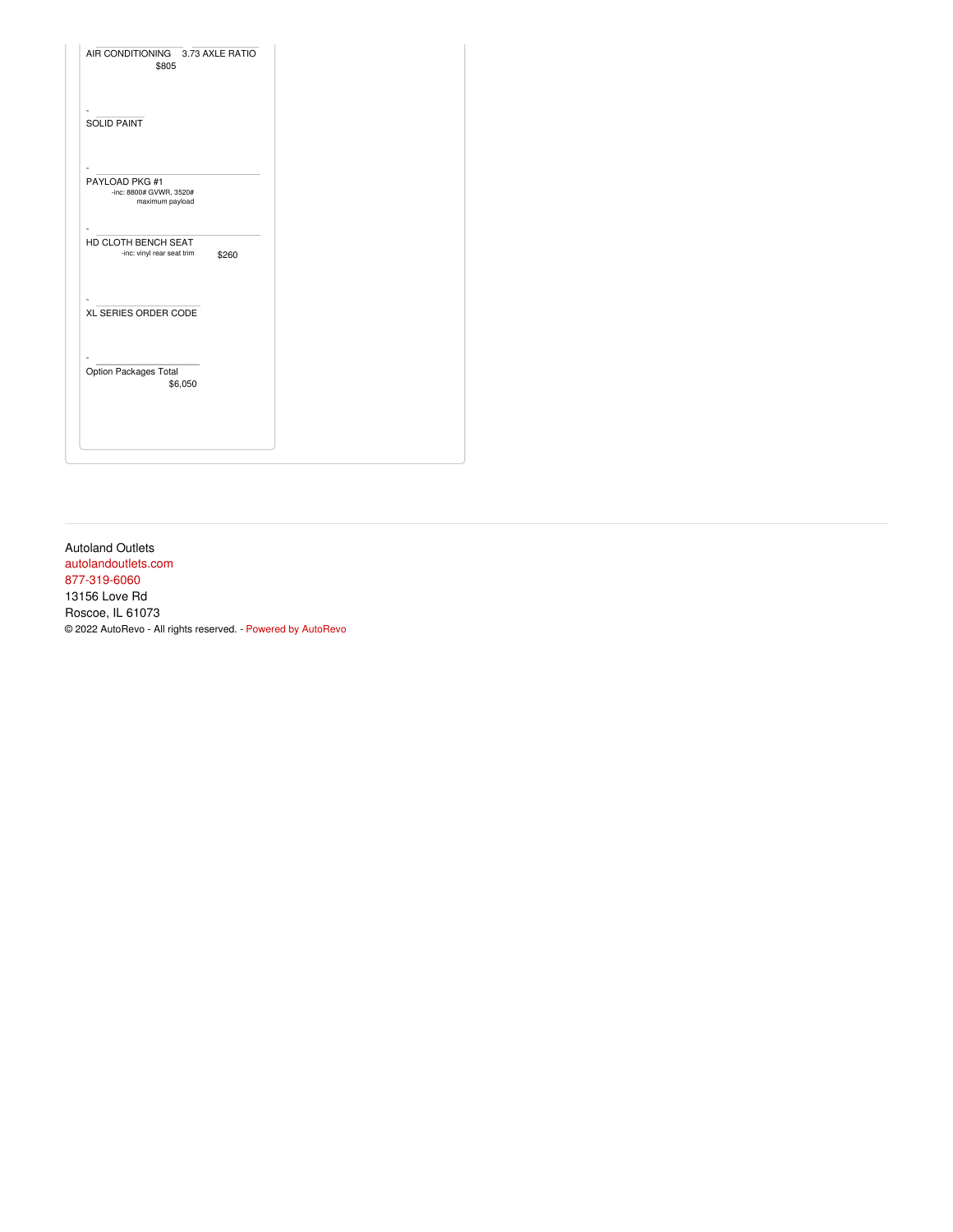AIR CONDITIONING 3.73 AXLE RATIO
$805

-

SOLID PAINT

-

PAYLOAD PKG #1
-inc: 8800# GVWR, 3520# maximum payload

-

HD CLOTH BENCH SEAT
-inc: vinyl rear seat trim
$260

-

XL SERIES ORDER CODE

-

Option Packages Total
$6,050

Autoland Outlets
autolandoutlets.com
877-319-6060
13156 Love Rd
Roscoe, IL 61073
© 2022 AutoRevo - All rights reserved. - Powered by AutoRevo